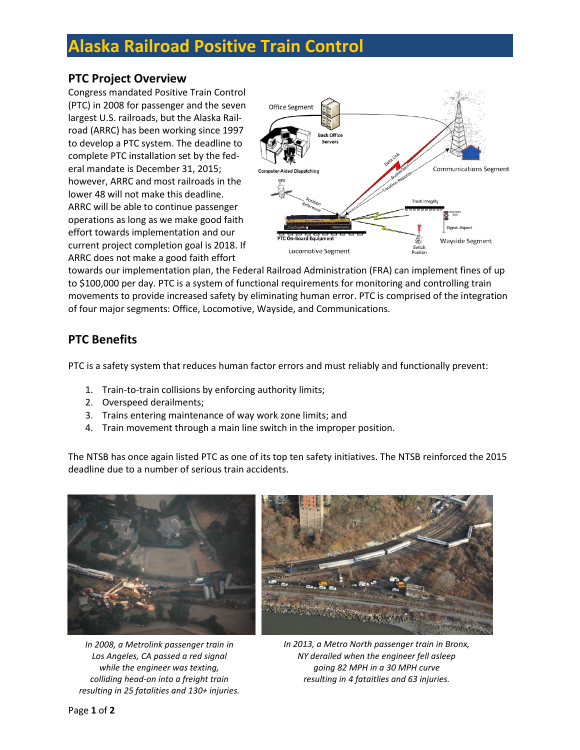# Alaska Railroad Positive Train Control

## PTC Project Overview

Congress mandated Positive Train Control (PTC) in 2008 for passenger and the seven largest U.S. railroads, but the Alaska Railroad (ARRC) has been working since 1997 to develop a PTC system. The deadline to complete PTC installation set by the federal mandate is December 31, 2015; however, ARRC and most railroads in the lower 48 will not make this deadline. ARRC will be able to continue passenger operations as long as we make good faith effort towards implementation and our current project completion goal is 2018. If ARRC does not make a good faith effort towards our implementation plan, the Federal Railroad Administration (FRA) can implement fines of up to $100,000 per day. PTC is a system of functional requirements for monitoring and controlling train movements to provide increased safety by eliminating human error. PTC is comprised of the integration of four major segments: Office, Locomotive, Wayside, and Communications.

## PTC Benefits

PTC is a safety system that reduces human factor errors and must reliably and functionally prevent:

1. Train-to-train collisions by enforcing authority limits;
2. Overspeed derailments;
3. Trains entering maintenance of way work zone limits; and
4. Train movement through a main line switch in the improper position.

The NTSB has once again listed PTC as one of its top ten safety initiatives. The NTSB reinforced the 2015 deadline due to a number of serious train accidents.

*In 2008, a Metrolink passenger train in Los Angeles, CA passed a red signal while the engineer was texting, colliding head-on into a freight train resulting in 25 fatalities and 130+ injuries.*

*In 2013, a Metro North passenger train in Bronx, NY derailed when the engineer fell asleep going 82 MPH in a 30 MPH curve resulting in 4 fataitlies and 63 injuries.*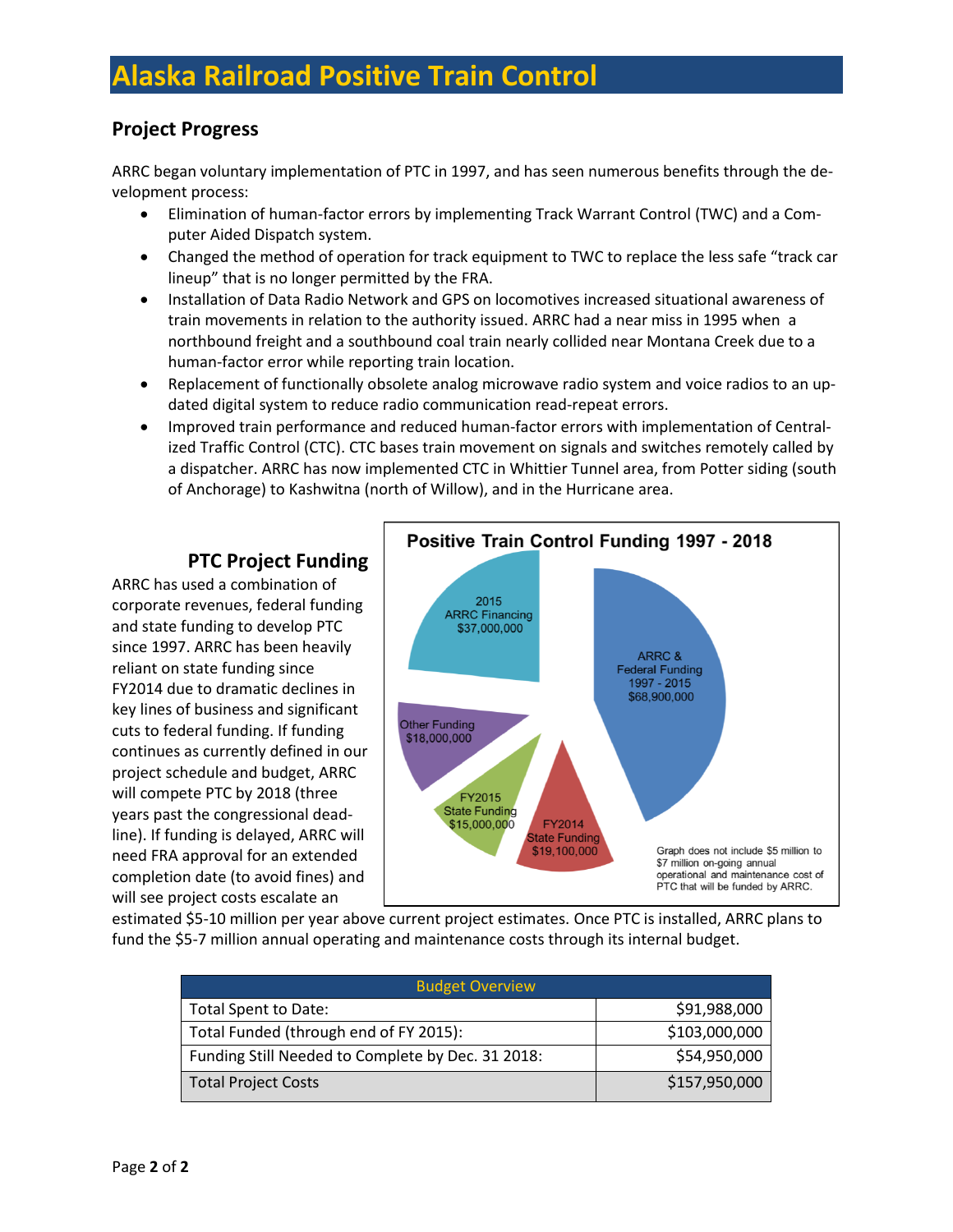# Alaska Railroad Positive Train Control

## Project Progress

ARRC began voluntary implementation of PTC in 1997, and has seen numerous benefits through the development process:

- Elimination of human-factor errors by implementing Track Warrant Control (TWC) and a Computer Aided Dispatch system.
- Changed the method of operation for track equipment to TWC to replace the less safe "track car lineup" that is no longer permitted by the FRA.
- Installation of Data Radio Network and GPS on locomotives increased situational awareness of train movements in relation to the authority issued. ARRC had a near miss in 1995 when a northbound freight and a southbound coal train nearly collided near Montana Creek due to a human-factor error while reporting train location.
- Replacement of functionally obsolete analog microwave radio system and voice radios to an updated digital system to reduce radio communication read-repeat errors.
- Improved train performance and reduced human-factor errors with implementation of Centralized Traffic Control (CTC). CTC bases train movement on signals and switches remotely called by a dispatcher. ARRC has now implemented CTC in Whittier Tunnel area, from Potter siding (south of Anchorage) to Kashwitna (north of Willow), and in the Hurricane area.

## PTC Project Funding

ARRC has used a combination of corporate revenues, federal funding and state funding to develop PTC since 1997. ARRC has been heavily reliant on state funding since FY2014 due to dramatic declines in key lines of business and significant cuts to federal funding. If funding continues as currently defined in our project schedule and budget, ARRC will compete PTC by 2018 (three years past the congressional deadline). If funding is delayed, ARRC will need FRA approval for an extended completion date (to avoid fines) and will see project costs escalate an estimated $5-10 million per year above current project estimates. Once PTC is installed, ARRC plans to fund the $5-7 million annual operating and maintenance costs through its internal budget.

**Positive Train Control Funding 1997 - 2018**

2015 ARRC Financing $37,000,000

ARRC & Federal Funding 1997 - 2015 $68,900,000

Other Funding $18,000,000

FY2015 State Funding $15,000,000

FY2014 State Funding $19,100,000

Graph does not include $5 million to $7 million on-going annual operational and maintenance cost of PTC that will be funded by ARRC.

| Budget Overview | |
|---|---|
| Total Spent to Date: | $91,988,000 |
| Total Funded (through end of FY 2015): | $103,000,000 |
| Funding Still Needed to Complete by Dec. 31 2018: | $54,950,000 |
| Total Project Costs | $157,950,000 |